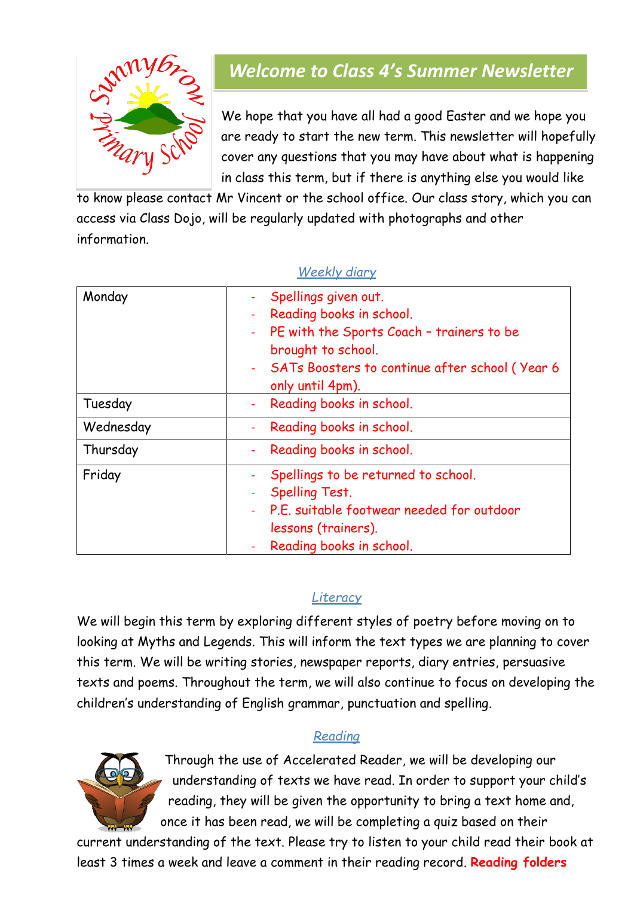# Welcome to Class 4's Summer Newsletter

We hope that you have all had a good Easter and we hope you are ready to start the new term. This newsletter will hopefully cover any questions that you may have about what is happening in class this term, but if there is anything else you would like to know please contact Mr Vincent or the school office. Our class story, which you can access via Class Dojo, will be regularly updated with photographs and other information.

## Weekly diary

| | |
|---|---|
| Monday | - Spellings given out.<br>- Reading books in school.<br>- PE with the Sports Coach – trainers to be brought to school.<br>- SATs Boosters to continue after school ( Year 6 only until 4pm). |
| Tuesday | - Reading books in school. |
| Wednesday | - Reading books in school. |
| Thursday | - Reading books in school. |
| Friday | - Spellings to be returned to school.<br>- Spelling Test.<br>- P.E. suitable footwear needed for outdoor lessons (trainers).<br>- Reading books in school. |

## Literacy

We will begin this term by exploring different styles of poetry before moving on to looking at Myths and Legends. This will inform the text types we are planning to cover this term. We will be writing stories, newspaper reports, diary entries, persuasive texts and poems. Throughout the term, we will also continue to focus on developing the children's understanding of English grammar, punctuation and spelling.

## Reading

Through the use of Accelerated Reader, we will be developing our understanding of texts we have read. In order to support your child's reading, they will be given the opportunity to bring a text home and, once it has been read, we will be completing a quiz based on their current understanding of the text. Please try to listen to your child read their book at least 3 times a week and leave a comment in their reading record. **Reading folders**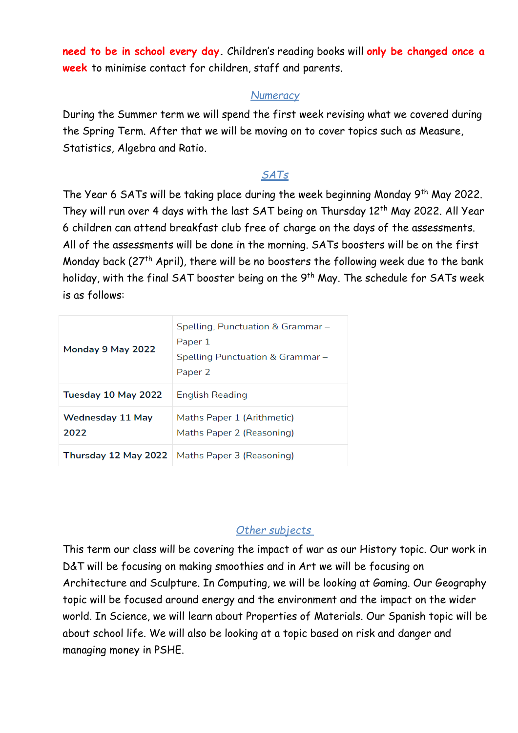**need to be in school every day**. Children's reading books will **only be changed once a week** to minimise contact for children, staff and parents.

## *Numeracy*

During the Summer term we will spend the first week revising what we covered during the Spring Term. After that we will be moving on to cover topics such as Measure, Statistics, Algebra and Ratio.

## *SATs*

The Year 6 SATs will be taking place during the week beginning Monday 9th May 2022. They will run over 4 days with the last SAT being on Thursday 12th May 2022. All Year 6 children can attend breakfast club free of charge on the days of the assessments. All of the assessments will be done in the morning. SATs boosters will be on the first Monday back (27th April), there will be no boosters the following week due to the bank holiday, with the final SAT booster being on the 9th May. The schedule for SATs week is as follows:

| | |
|---|---|
| **Monday 9 May 2022** | Spelling, Punctuation & Grammar – Paper 1<br>Spelling Punctuation & Grammar – Paper 2 |
| **Tuesday 10 May 2022** | English Reading |
| **Wednesday 11 May 2022** | Maths Paper 1 (Arithmetic)<br>Maths Paper 2 (Reasoning) |
| **Thursday 12 May 2022** | Maths Paper 3 (Reasoning) |

## *Other subjects*

This term our class will be covering the impact of war as our History topic. Our work in D&T will be focusing on making smoothies and in Art we will be focusing on Architecture and Sculpture. In Computing, we will be looking at Gaming. Our Geography topic will be focused around energy and the environment and the impact on the wider world. In Science, we will learn about Properties of Materials. Our Spanish topic will be about school life. We will also be looking at a topic based on risk and danger and managing money in PSHE.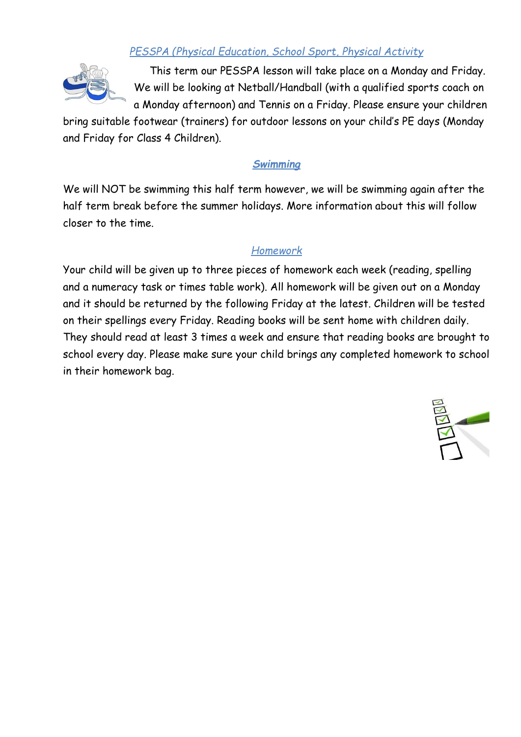## *PESSPA (Physical Education, School Sport, Physical Activity*

This term our PESSPA lesson will take place on a Monday and Friday. We will be looking at Netball/Handball (with a qualified sports coach on a Monday afternoon) and Tennis on a Friday. Please ensure your children bring suitable footwear (trainers) for outdoor lessons on your child's PE days (Monday and Friday for Class 4 Children).

## ***Swimming***

We will NOT be swimming this half term however, we will be swimming again after the half term break before the summer holidays. More information about this will follow closer to the time.

## *Homework*

Your child will be given up to three pieces of homework each week (reading, spelling and a numeracy task or times table work). All homework will be given out on a Monday and it should be returned by the following Friday at the latest. Children will be tested on their spellings every Friday. Reading books will be sent home with children daily. They should read at least 3 times a week and ensure that reading books are brought to school every day. Please make sure your child brings any completed homework to school in their homework bag.